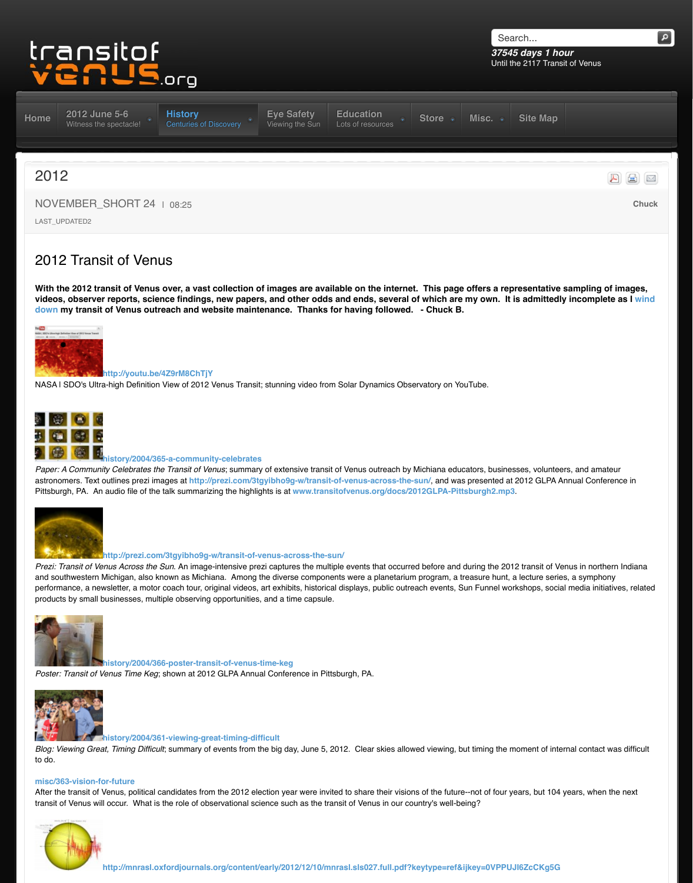transitofvenus.org

37545 days 1 hour
Until the 2117 Transit of Venus

Home | 2012 June 5-6 Witness the spectacle! | History Centuries of Discovery | Eye Safety Viewing the Sun | Education Lots of resources | Store | Misc. | Site Map

# 2012

NOVEMBER_SHORT 24 | 08:25

Chuck

LAST_UPDATED2

## 2012 Transit of Venus

**With the 2012 transit of Venus over, a vast collection of images are available on the internet. This page offers a representative sampling of images, videos, observer reports, science findings, new papers, and other odds and ends, several of which are my own. It is admittedly incomplete as I wind down my transit of Venus outreach and website maintenance. Thanks for having followed. - Chuck B.**

http://youtu.be/4Z9rM8ChTjY
NASA l SDO's Ultra-high Definition View of 2012 Venus Transit; stunning video from Solar Dynamics Observatory on YouTube.

history/2004/365-a-community-celebrates
*Paper: A Community Celebrates the Transit of Venus*; summary of extensive transit of Venus outreach by Michiana educators, businesses, volunteers, and amateur astronomers. Text outlines prezi images at http://prezi.com/3tgyibho9g-w/transit-of-venus-across-the-sun/, and was presented at 2012 GLPA Annual Conference in Pittsburgh, PA. An audio file of the talk summarizing the highlights is at www.transitofvenus.org/docs/2012GLPA-Pittsburgh2.mp3.

http://prezi.com/3tgyibho9g-w/transit-of-venus-across-the-sun/
*Prezi: Transit of Venus Across the Sun.* An image-intensive prezi captures the multiple events that occurred before and during the 2012 transit of Venus in northern Indiana and southwestern Michigan, also known as Michiana. Among the diverse components were a planetarium program, a treasure hunt, a lecture series, a symphony performance, a newsletter, a motor coach tour, original videos, art exhibits, historical displays, public outreach events, Sun Funnel workshops, social media initiatives, related products by small businesses, multiple observing opportunities, and a time capsule.

history/2004/366-poster-transit-of-venus-time-keg
*Poster: Transit of Venus Time Keg*; shown at 2012 GLPA Annual Conference in Pittsburgh, PA.

history/2004/361-viewing-great-timing-difficult
*Blog: Viewing Great, Timing Difficult*; summary of events from the big day, June 5, 2012. Clear skies allowed viewing, but timing the moment of internal contact was difficult to do.

misc/363-vision-for-future
After the transit of Venus, political candidates from the 2012 election year were invited to share their visions of the future--not of four years, but 104 years, when the next transit of Venus will occur. What is the role of observational science such as the transit of Venus in our country's well-being?

http://mnrasl.oxfordjournals.org/content/early/2012/12/10/mnrasl.sls027.full.pdf?keytype=ref&ijkey=0VPPUJI6ZcCKg5G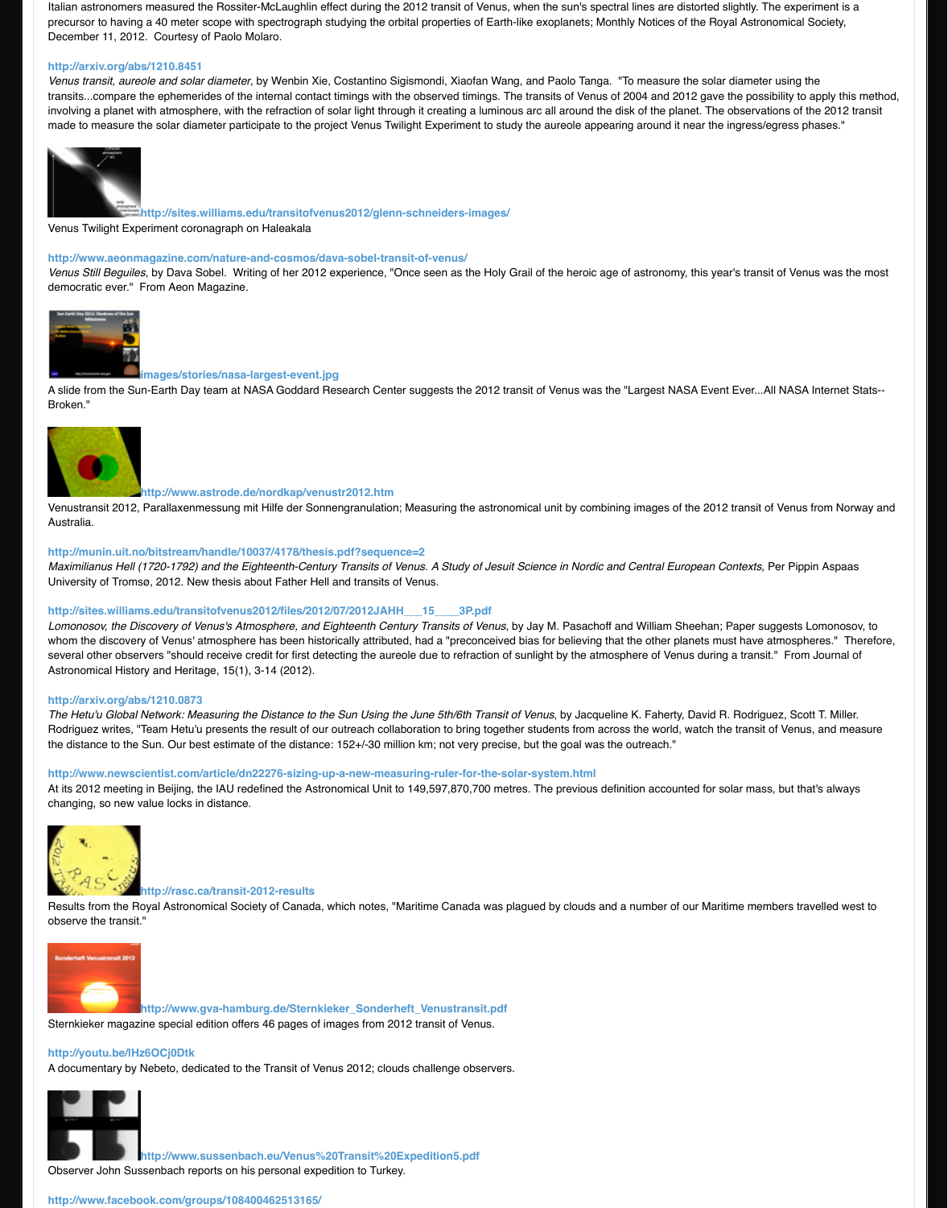Italian astronomers measured the Rossiter-McLaughlin effect during the 2012 transit of Venus, when the sun's spectral lines are distorted slightly. The experiment is a precursor to having a 40 meter scope with spectrograph studying the orbital properties of Earth-like exoplanets; Monthly Notices of the Royal Astronomical Society, December 11, 2012. Courtesy of Paolo Molaro.

http://arxiv.org/abs/1210.8451
*Venus transit, aureole and solar diameter*, by Wenbin Xie, Costantino Sigismondi, Xiaofan Wang, and Paolo Tanga. "To measure the solar diameter using the transits...compare the ephemerides of the internal contact timings with the observed timings. The transits of Venus of 2004 and 2012 gave the possibility to apply this method, involving a planet with atmosphere, with the refraction of solar light through it creating a luminous arc all around the disk of the planet. The observations of the 2012 transit made to measure the solar diameter participate to the project Venus Twilight Experiment to study the aureole appearing around it near the ingress/egress phases."

http://sites.williams.edu/transitofvenus2012/glenn-schneiders-images/
Venus Twilight Experiment coronagraph on Haleakala

http://www.aeonmagazine.com/nature-and-cosmos/dava-sobel-transit-of-venus/
*Venus Still Beguiles*, by Dava Sobel. Writing of her 2012 experience, "Once seen as the Holy Grail of the heroic age of astronomy, this year's transit of Venus was the most democratic ever." From Aeon Magazine.

images/stories/nasa-largest-event.jpg
A slide from the Sun-Earth Day team at NASA Goddard Research Center suggests the 2012 transit of Venus was the "Largest NASA Event Ever...All NASA Internet Stats--Broken."

http://www.astrode.de/nordkap/venustr2012.htm
Venustransit 2012, Parallaxenmessung mit Hilfe der Sonnengranulation; Measuring the astronomical unit by combining images of the 2012 transit of Venus from Norway and Australia.

http://munin.uit.no/bitstream/handle/10037/4178/thesis.pdf?sequence=2
*Maximilianus Hell (1720-1792) and the Eighteenth-Century Transits of Venus. A Study of Jesuit Science in Nordic and Central European Contexts,* Per Pippin Aspaas University of Tromsø, 2012. New thesis about Father Hell and transits of Venus.

http://sites.williams.edu/transitofvenus2012/files/2012/07/2012JAHH___15____3P.pdf
*Lomonosov, the Discovery of Venus's Atmosphere, and Eighteenth Century Transits of Venus*, by Jay M. Pasachoff and William Sheehan; Paper suggests Lomonosov, to whom the discovery of Venus' atmosphere has been historically attributed, had a "preconceived bias for believing that the other planets must have atmospheres." Therefore, several other observers "should receive credit for first detecting the aureole due to refraction of sunlight by the atmosphere of Venus during a transit." From Journal of Astronomical History and Heritage, 15(1), 3-14 (2012).

http://arxiv.org/abs/1210.0873
*The Hetu'u Global Network: Measuring the Distance to the Sun Using the June 5th/6th Transit of Venus*, by Jacqueline K. Faherty, David R. Rodriguez, Scott T. Miller. Rodriguez writes, "Team Hetu'u presents the result of our outreach collaboration to bring together students from across the world, watch the transit of Venus, and measure the distance to the Sun. Our best estimate of the distance: 152+/-30 million km; not very precise, but the goal was the outreach."

http://www.newscientist.com/article/dn22276-sizing-up-a-new-measuring-ruler-for-the-solar-system.html
At its 2012 meeting in Beijing, the IAU redefined the Astronomical Unit to 149,597,870,700 metres. The previous definition accounted for solar mass, but that's always changing, so new value locks in distance.

http://rasc.ca/transit-2012-results
Results from the Royal Astronomical Society of Canada, which notes, "Maritime Canada was plagued by clouds and a number of our Maritime members travelled west to observe the transit."

http://www.gva-hamburg.de/Sternkieker_Sonderheft_Venustransit.pdf
Sternkieker magazine special edition offers 46 pages of images from 2012 transit of Venus.

http://youtu.be/lHz6OCj0Dtk
A documentary by Nebeto, dedicated to the Transit of Venus 2012; clouds challenge observers.

http://www.sussenbach.eu/Venus%20Transit%20Expedition5.pdf
Observer John Sussenbach reports on his personal expedition to Turkey.

http://www.facebook.com/groups/108400462513165/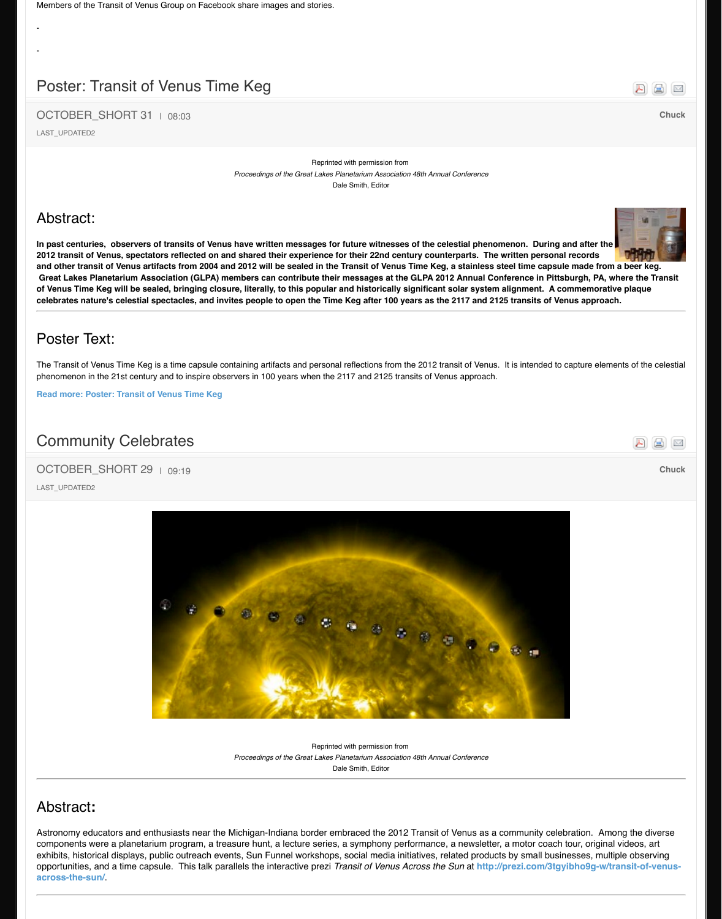Members of the Transit of Venus Group on Facebook share images and stories.

-

-

## Poster: Transit of Venus Time Keg

OCTOBER_SHORT 31 | 08:03

Chuck

LAST_UPDATED2

Reprinted with permission from

*Proceedings of the Great Lakes Planetarium Association 48th Annual Conference*

Dale Smith, Editor

## Abstract:

**In past centuries, observers of transits of Venus have written messages for future witnesses of the celestial phenomenon. During and after the 2012 transit of Venus, spectators reflected on and shared their experience for their 22nd century counterparts. The written personal records and other transit of Venus artifacts from 2004 and 2012 will be sealed in the Transit of Venus Time Keg, a stainless steel time capsule made from a beer keg. Great Lakes Planetarium Association (GLPA) members can contribute their messages at the GLPA 2012 Annual Conference in Pittsburgh, PA, where the Transit of Venus Time Keg will be sealed, bringing closure, literally, to this popular and historically significant solar system alignment. A commemorative plaque celebrates nature's celestial spectacles, and invites people to open the Time Keg after 100 years as the 2117 and 2125 transits of Venus approach.**

## Poster Text:

The Transit of Venus Time Keg is a time capsule containing artifacts and personal reflections from the 2012 transit of Venus. It is intended to capture elements of the celestial phenomenon in the 21st century and to inspire observers in 100 years when the 2117 and 2125 transits of Venus approach.

**Read more: Poster: Transit of Venus Time Keg**

## Community Celebrates

OCTOBER_SHORT 29 | 09:19

Chuck

LAST_UPDATED2

Reprinted with permission from

*Proceedings of the Great Lakes Planetarium Association 48th Annual Conference*

Dale Smith, Editor

## Abstract:

Astronomy educators and enthusiasts near the Michigan-Indiana border embraced the 2012 Transit of Venus as a community celebration. Among the diverse components were a planetarium program, a treasure hunt, a lecture series, a symphony performance, a newsletter, a motor coach tour, original videos, art exhibits, historical displays, public outreach events, Sun Funnel workshops, social media initiatives, related products by small businesses, multiple observing opportunities, and a time capsule. This talk parallels the interactive prezi *Transit of Venus Across the Sun* at **http://prezi.com/3tgyibho9g-w/transit-of-venus-across-the-sun/**.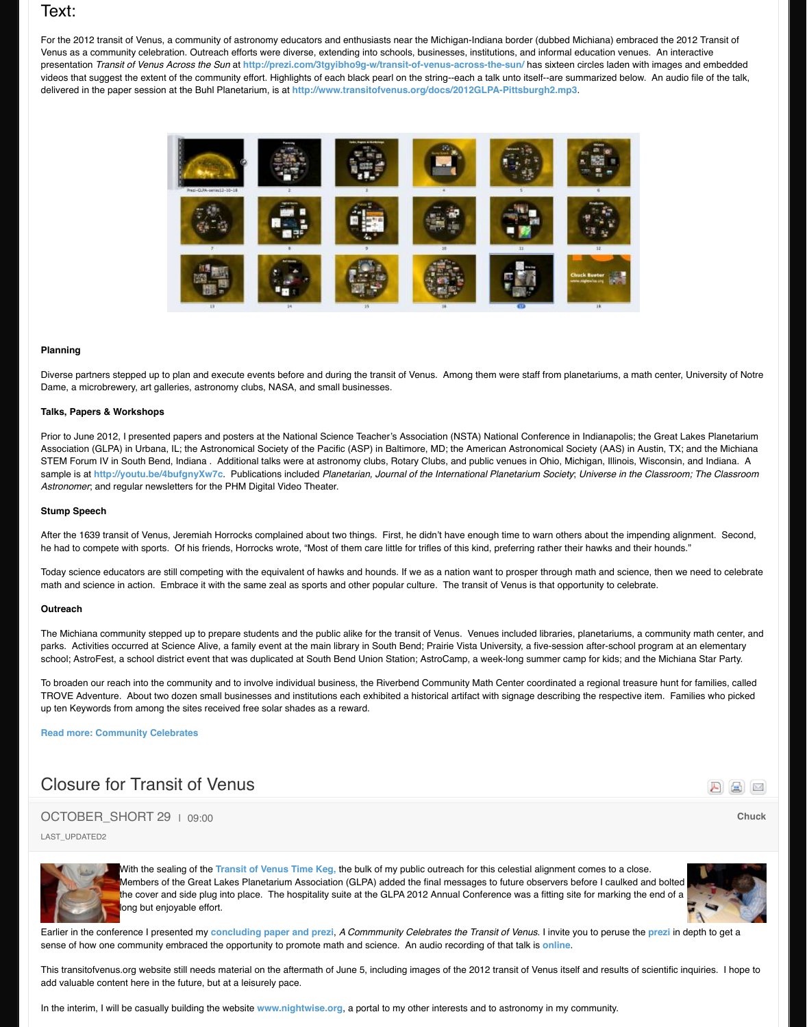## Text:

For the 2012 transit of Venus, a community of astronomy educators and enthusiasts near the Michigan-Indiana border (dubbed Michiana) embraced the 2012 Transit of Venus as a community celebration. Outreach efforts were diverse, extending into schools, businesses, institutions, and informal education venues. An interactive presentation *Transit of Venus Across the Sun* at http://prezi.com/3tgyibho9g-w/transit-of-venus-across-the-sun/ has sixteen circles laden with images and embedded videos that suggest the extent of the community effort. Highlights of each black pearl on the string--each a talk unto itself--are summarized below. An audio file of the talk, delivered in the paper session at the Buhl Planetarium, is at http://www.transitofvenus.org/docs/2012GLPA-Pittsburgh2.mp3.

#### Planning

Diverse partners stepped up to plan and execute events before and during the transit of Venus. Among them were staff from planetariums, a math center, University of Notre Dame, a microbrewery, art galleries, astronomy clubs, NASA, and small businesses.

#### Talks, Papers & Workshops

Prior to June 2012, I presented papers and posters at the National Science Teacher's Association (NSTA) National Conference in Indianapolis; the Great Lakes Planetarium Association (GLPA) in Urbana, IL; the Astronomical Society of the Pacific (ASP) in Baltimore, MD; the American Astronomical Society (AAS) in Austin, TX; and the Michiana STEM Forum IV in South Bend, Indiana . Additional talks were at astronomy clubs, Rotary Clubs, and public venues in Ohio, Michigan, Illinois, Wisconsin, and Indiana. A sample is at http://youtu.be/4bufgnyXw7c. Publications included *Planetarian, Journal of the International Planetarium Society*; *Universe in the Classroom; The Classroom Astronomer*; and regular newsletters for the PHM Digital Video Theater.

#### Stump Speech

After the 1639 transit of Venus, Jeremiah Horrocks complained about two things. First, he didn't have enough time to warn others about the impending alignment. Second, he had to compete with sports. Of his friends, Horrocks wrote, "Most of them care little for trifles of this kind, preferring rather their hawks and their hounds."

Today science educators are still competing with the equivalent of hawks and hounds. If we as a nation want to prosper through math and science, then we need to celebrate math and science in action. Embrace it with the same zeal as sports and other popular culture. The transit of Venus is that opportunity to celebrate.

#### Outreach

The Michiana community stepped up to prepare students and the public alike for the transit of Venus. Venues included libraries, planetariums, a community math center, and parks. Activities occurred at Science Alive, a family event at the main library in South Bend; Prairie Vista University, a five-session after-school program at an elementary school; AstroFest, a school district event that was duplicated at South Bend Union Station; AstroCamp, a week-long summer camp for kids; and the Michiana Star Party.

To broaden our reach into the community and to involve individual business, the Riverbend Community Math Center coordinated a regional treasure hunt for families, called TROVE Adventure. About two dozen small businesses and institutions each exhibited a historical artifact with signage describing the respective item. Families who picked up ten Keywords from among the sites received free solar shades as a reward.

Read more: Community Celebrates

## Closure for Transit of Venus

OCTOBER_SHORT 29 | 09:00

Chuck

LAST_UPDATED2

With the sealing of the Transit of Venus Time Keg, the bulk of my public outreach for this celestial alignment comes to a close. Members of the Great Lakes Planetarium Association (GLPA) added the final messages to future observers before I caulked and bolted the cover and side plug into place. The hospitality suite at the GLPA 2012 Annual Conference was a fitting site for marking the end of a long but enjoyable effort.

Earlier in the conference I presented my concluding paper and prezi, *A Commmunity Celebrates the Transit of Venus.* I invite you to peruse the prezi in depth to get a sense of how one community embraced the opportunity to promote math and science. An audio recording of that talk is online.

This transitofvenus.org website still needs material on the aftermath of June 5, including images of the 2012 transit of Venus itself and results of scientific inquiries. I hope to add valuable content here in the future, but at a leisurely pace.

In the interim, I will be casually building the website www.nightwise.org, a portal to my other interests and to astronomy in my community.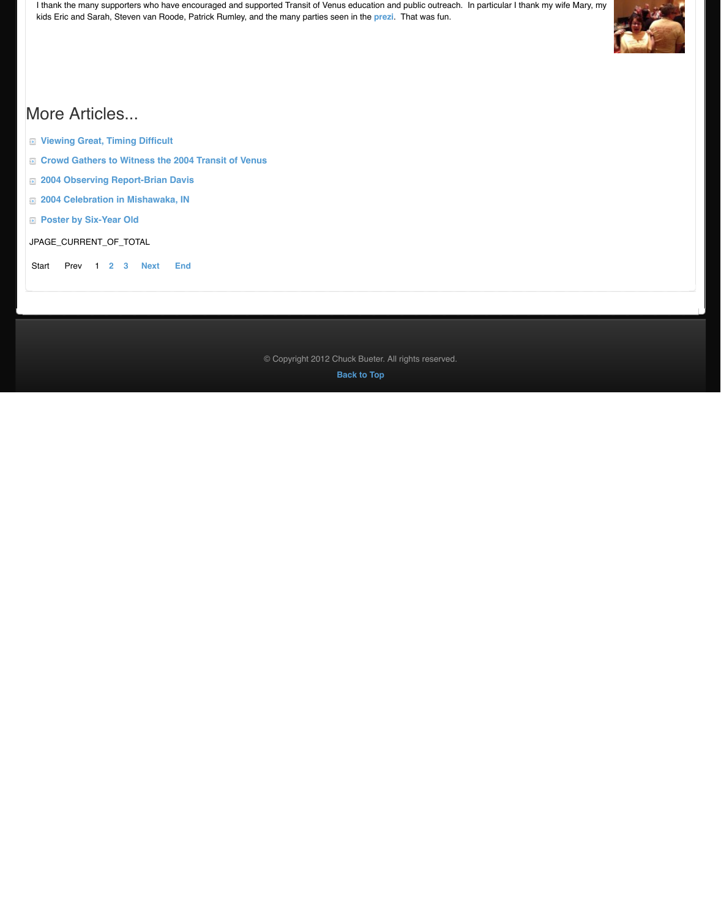I thank the many supporters who have encouraged and supported Transit of Venus education and public outreach. In particular I thank my wife Mary, my kids Eric and Sarah, Steven van Roode, Patrick Rumley, and the many parties seen in the prezi. That was fun.

## More Articles...

- Viewing Great, Timing Difficult
- Crowd Gathers to Witness the 2004 Transit of Venus
- 2004 Observing Report-Brian Davis
- 2004 Celebration in Mishawaka, IN
- Poster by Six-Year Old

JPAGE_CURRENT_OF_TOTAL

Start Prev 1 2 3 Next End

© Copyright 2012 Chuck Bueter. All rights reserved.

Back to Top